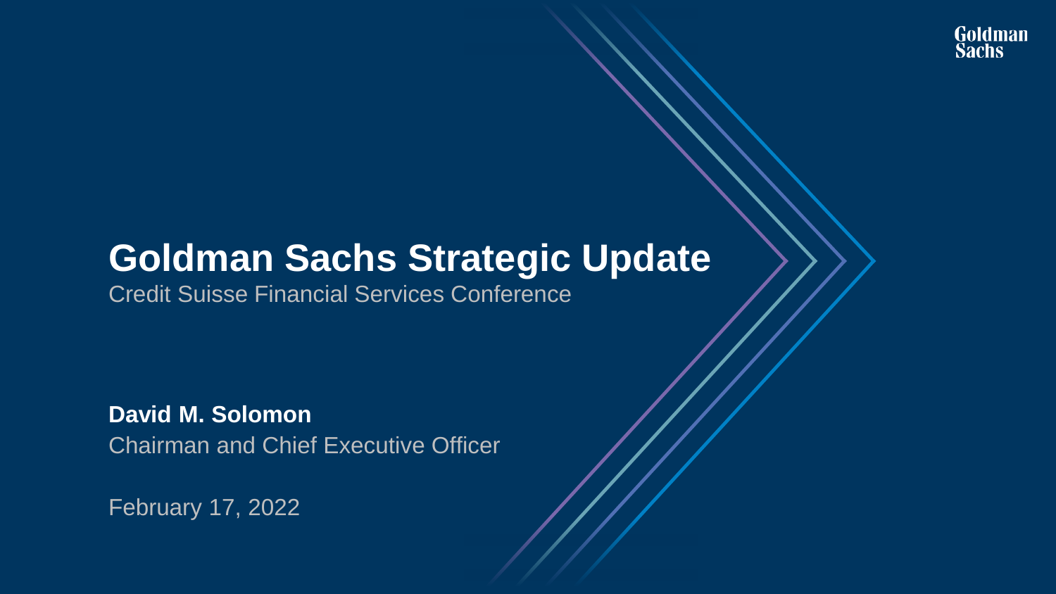# Goldman Sachs Strategic Update

Credit Suisse Financial Services Conference

**David M. Solomon**

Chairman and Chief Executive Officer

February 17, 2022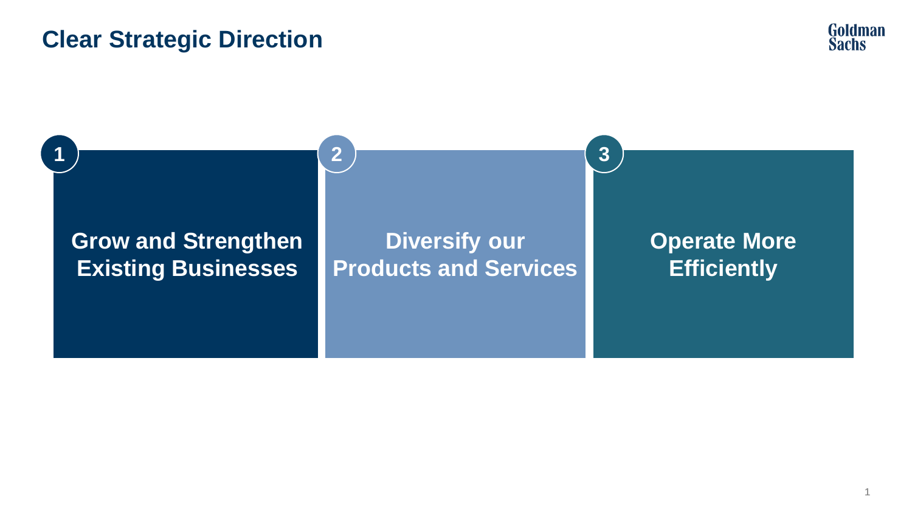# Clear Strategic Direction

1. **Grow and Strengthen Existing Businesses**
2. **Diversify our Products and Services**
3. **Operate More Efficiently**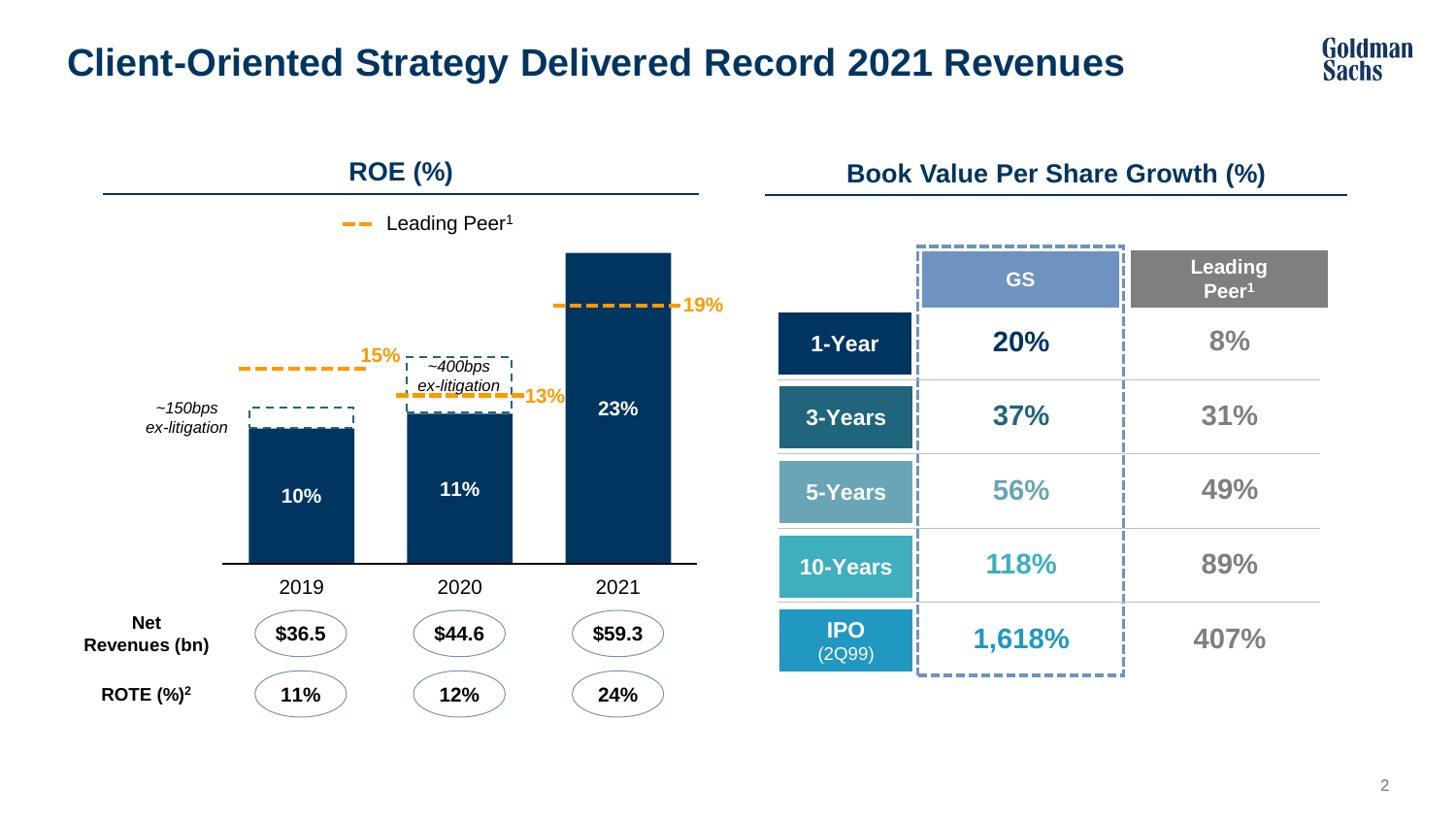# Client-Oriented Strategy Delivered Record 2021 Revenues

## ROE (%)

Leading Peer[1]

| | 2019 | 2020 | 2021 |
|---|---|---|---|
| ROE | 10% | 11% | 23% |
| Ex-litigation | ~150bps ex-litigation | ~400bps ex-litigation | |
| Leading Peer[1] | 15% | 13% | 19% |
| Net Revenues (bn) | $36.5 | $44.6 | $59.3 |
| ROTE (%)[2] | 11% | 12% | 24% |

## Book Value Per Share Growth (%)

| | GS | Leading Peer[1] |
|---|---|---|
| 1-Year | 20% | 8% |
| 3-Years | 37% | 31% |
| 5-Years | 56% | 49% |
| 10-Years | 118% | 89% |
| IPO (2Q99) | 1,618% | 407% |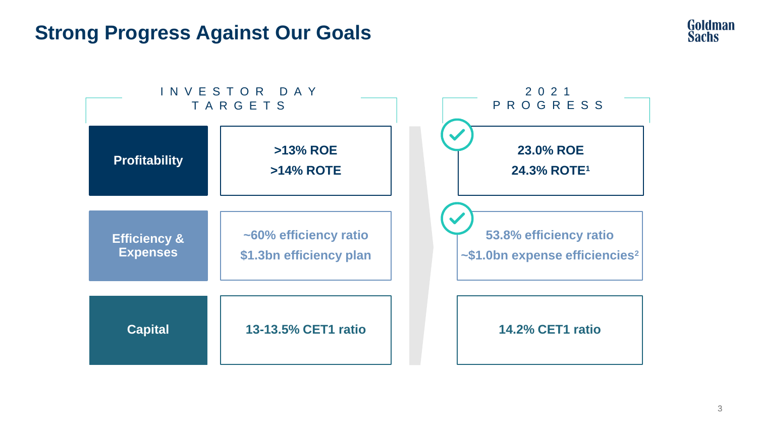# Strong Progress Against Our Goals

| | Investor Day Targets | 2021 Progress |
|---|---|---|
| **Profitability** | >13% ROE<br>>14% ROTE | ✓ 23.0% ROE<br>24.3% ROTE[1] |
| **Efficiency & Expenses** | ~60% efficiency ratio<br>$1.3bn efficiency plan | ✓ 53.8% efficiency ratio<br>~$1.0bn expense efficiencies[2] |
| **Capital** | 13-13.5% CET1 ratio | 14.2% CET1 ratio |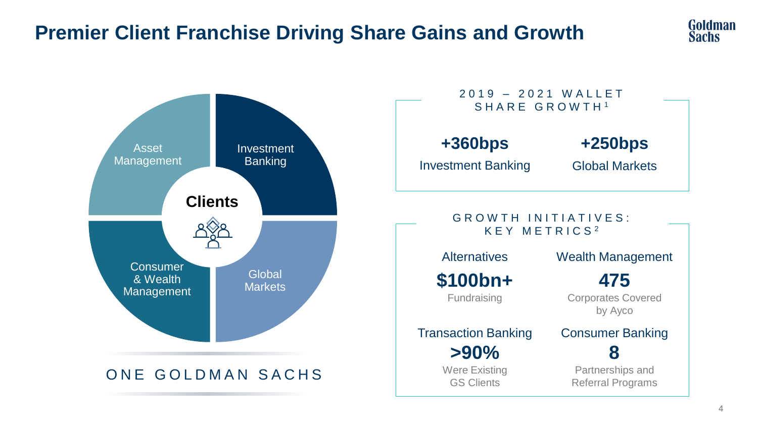# Premier Client Franchise Driving Share Gains and Growth

Clients

- Investment Banking
- Global Markets
- Consumer & Wealth Management
- Asset Management

ONE GOLDMAN SACHS

## 2019 – 2021 WALLET SHARE GROWTH[1]

| +360bps | +250bps |
|---|---|
| Investment Banking | Global Markets |

## GROWTH INITIATIVES: KEY METRICS[2]

**Alternatives**
**$100bn+**
Fundraising

**Wealth Management**
**475**
Corporates Covered by Ayco

**Transaction Banking**
**>90%**
Were Existing GS Clients

**Consumer Banking**
**8**
Partnerships and Referral Programs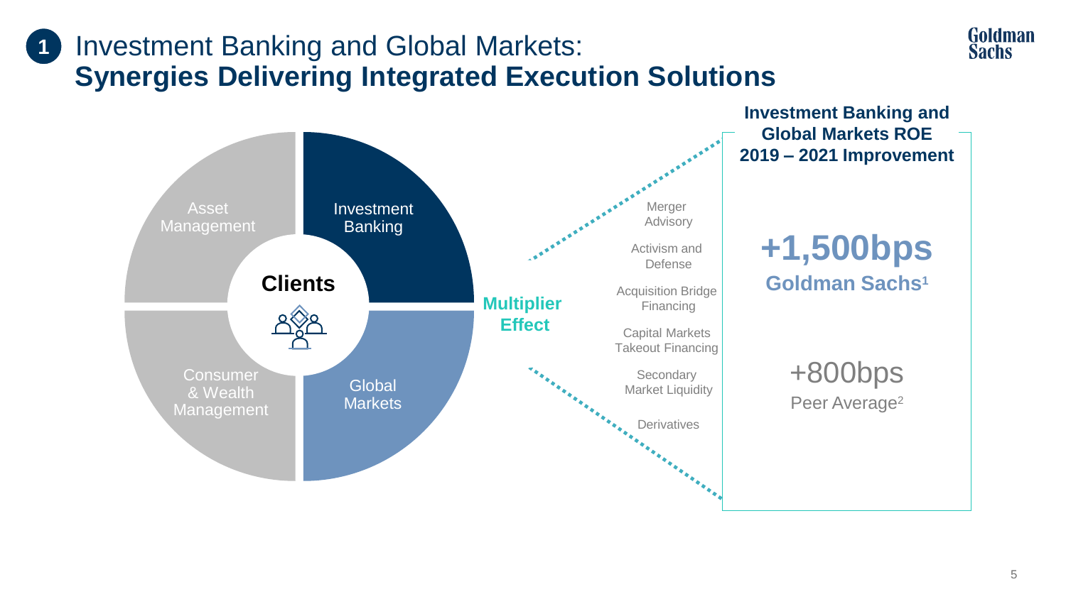# 1 Investment Banking and Global Markets: **Synergies Delivering Integrated Execution Solutions**

Asset Management

Investment Banking

Clients

Consumer & Wealth Management

Global Markets

**Multiplier Effect**

- Merger Advisory
- Activism and Defense
- Acquisition Bridge Financing
- Capital Markets Takeout Financing
- Secondary Market Liquidity
- Derivatives

**Investment Banking and Global Markets ROE 2019 – 2021 Improvement**

**+1,500bps**

**Goldman Sachs[1]**

+800bps

Peer Average[2]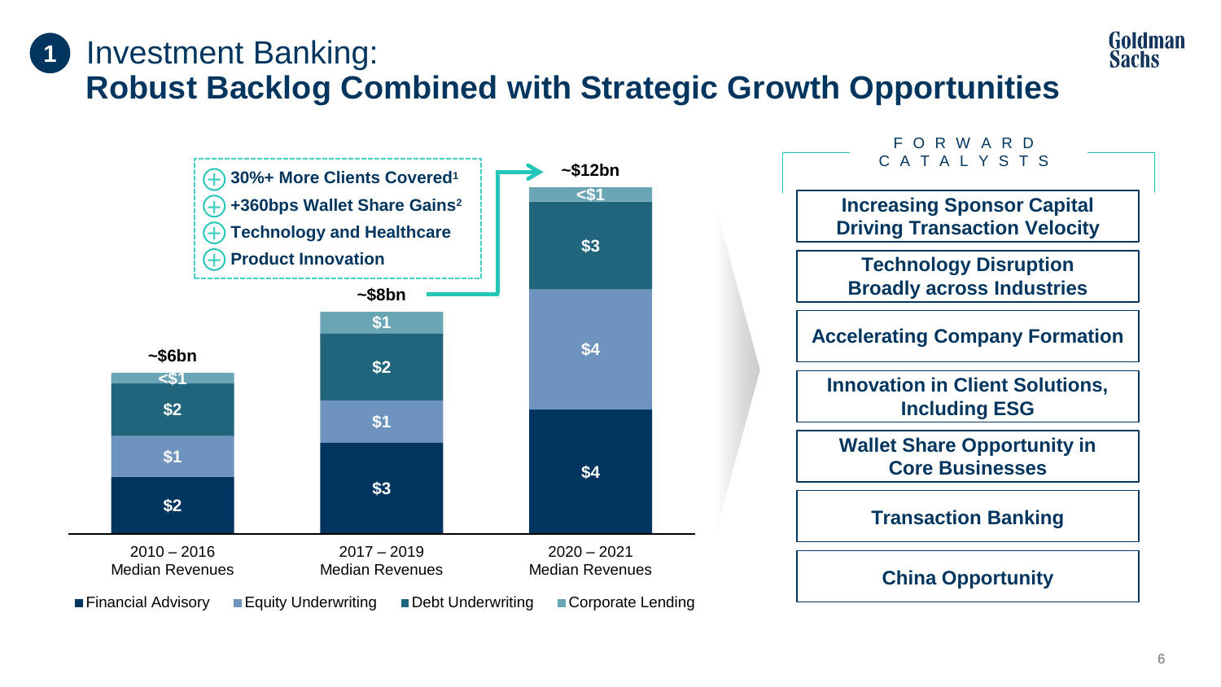# 1 Investment Banking: Robust Backlog Combined with Strategic Growth Opportunities

| | 2010 – 2016 Median Revenues | 2017 – 2019 Median Revenues | 2020 – 2021 Median Revenues |
|---|---|---|---|
| Corporate Lending | <$1 | $1 | <$1 |
| Debt Underwriting | $2 | $2 | $3 |
| Equity Underwriting | $1 | $1 | $4 |
| Financial Advisory | $2 | $3 | $4 |
| **Total** | **~$6bn** | **~$8bn** | **~$12bn** |

- 30%+ More Clients Covered[1]
- +360bps Wallet Share Gains[2]
- Technology and Healthcare
- Product Innovation

## FORWARD CATALYSTS

- Increasing Sponsor Capital Driving Transaction Velocity
- Technology Disruption Broadly across Industries
- Accelerating Company Formation
- Innovation in Client Solutions, Including ESG
- Wallet Share Opportunity in Core Businesses
- Transaction Banking
- China Opportunity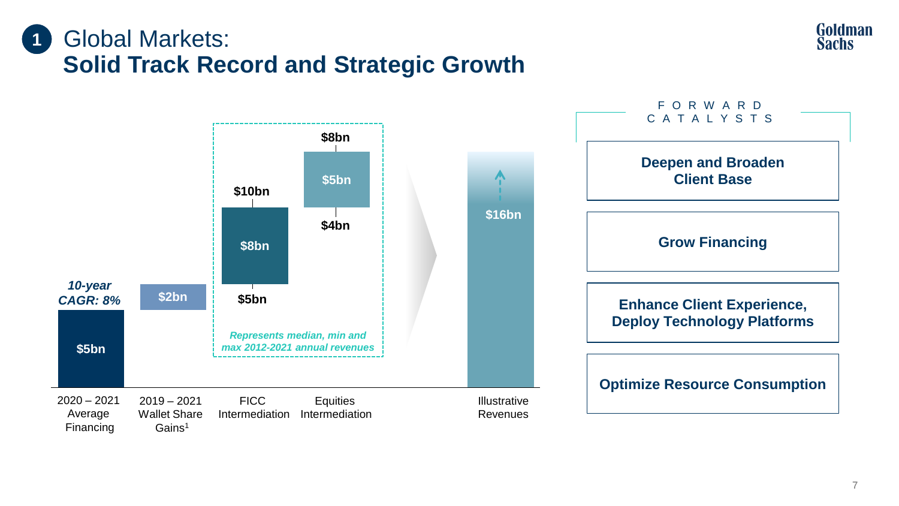# 1 Global Markets: Solid Track Record and Strategic Growth

| | 2020 – 2021 Average Financing | 2019 – 2021 Wallet Share Gains[1] | FICC Intermediation | Equities Intermediation | Illustrative Revenues |
|---|---|---|---|---|---|
| Value | $5bn | $2bn | $8bn (min $5bn, max $10bn) | $5bn (min $4bn, max $8bn) | $16bn |

*10-year CAGR: 8%*

*Represents median, min and max 2012-2021 annual revenues*

## FORWARD CATALYSTS

- **Deepen and Broaden Client Base**
- **Grow Financing**
- **Enhance Client Experience, Deploy Technology Platforms**
- **Optimize Resource Consumption**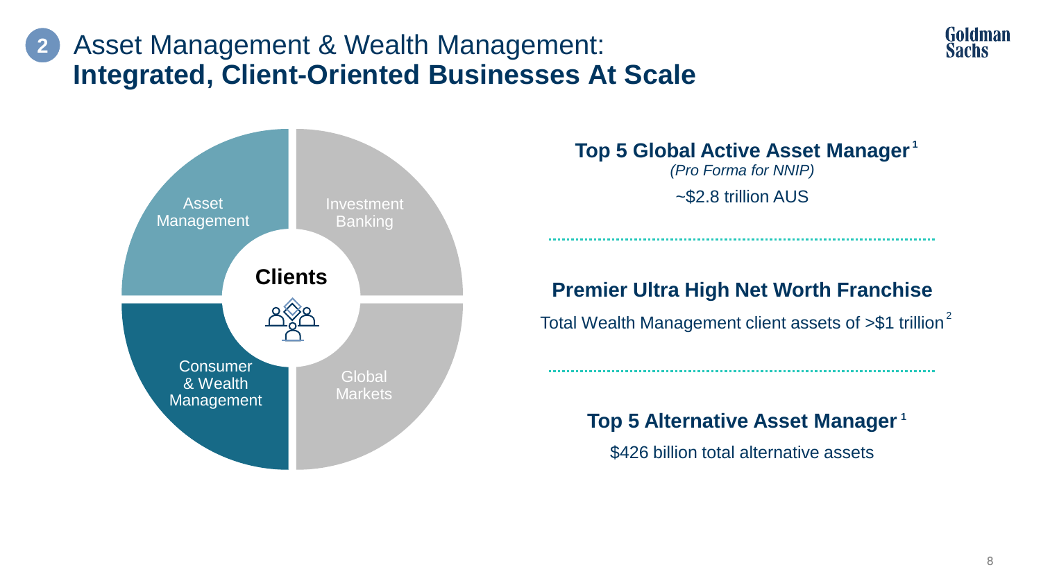# Asset Management & Wealth Management: **Integrated, Client-Oriented Businesses At Scale**

Asset Management

Investment Banking

**Clients**

Consumer & Wealth Management

Global Markets

**Top 5 Global Active Asset Manager**[1]

*(Pro Forma for NNIP)*

~$2.8 trillion AUS

**Premier Ultra High Net Worth Franchise**

Total Wealth Management client assets of >$1 trillion[2]

**Top 5 Alternative Asset Manager**[1]

$426 billion total alternative assets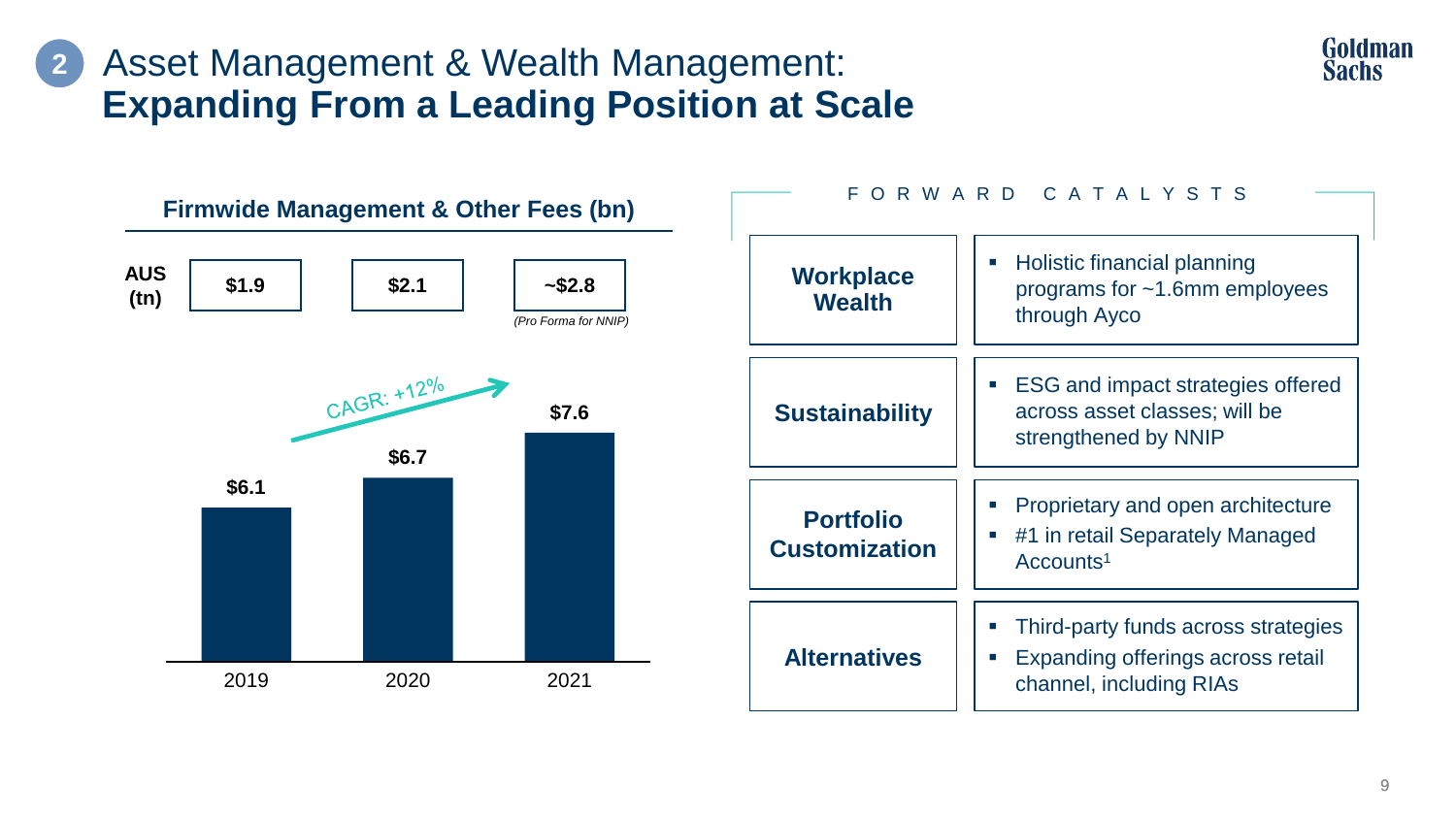# Asset Management & Wealth Management: **Expanding From a Leading Position at Scale**

### Firmwide Management & Other Fees (bn)

| | 2019 | 2020 | 2021 |
|---|---|---|---|
| AUS (tn) | $1.9 | $2.1 | ~$2.8 *(Pro Forma for NNIP)* |
| Fees (bn) | $6.1 | $6.7 | $7.6 |

CAGR: +12%

### FORWARD CATALYSTS

| | |
|---|---|
| **Workplace Wealth** | ▪ Holistic financial planning programs for ~1.6mm employees through Ayco |
| **Sustainability** | ▪ ESG and impact strategies offered across asset classes; will be strengthened by NNIP |
| **Portfolio Customization** | ▪ Proprietary and open architecture<br>▪ #1 in retail Separately Managed Accounts[1] |
| **Alternatives** | ▪ Third-party funds across strategies<br>▪ Expanding offerings across retail channel, including RIAs |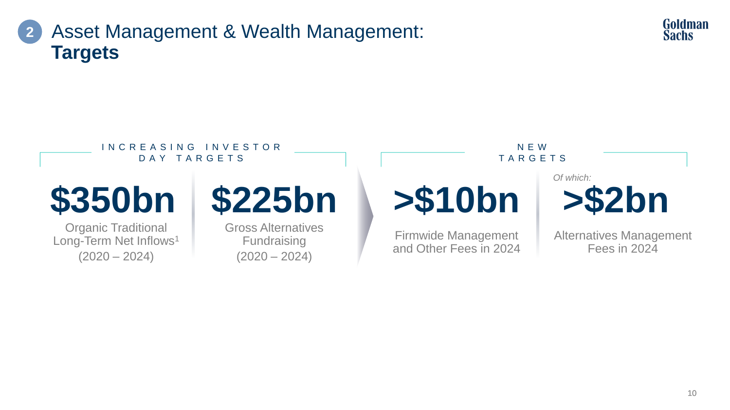# 2 Asset Management & Wealth Management: **Targets**

### INCREASING INVESTOR DAY TARGETS

**$350bn**

Organic Traditional Long-Term Net Inflows[1] (2020 – 2024)

**$225bn**

Gross Alternatives Fundraising (2020 – 2024)

### NEW TARGETS

**>$10bn**

Firmwide Management and Other Fees in 2024

*Of which:*

**>$2bn**

Alternatives Management Fees in 2024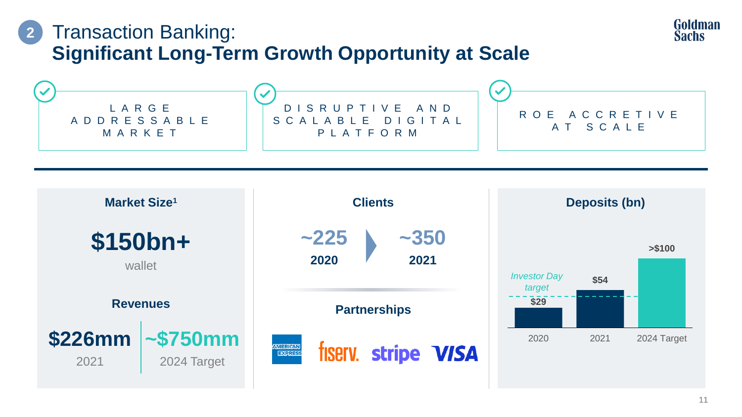# Transaction Banking: Significant Long-Term Growth Opportunity at Scale

- LARGE ADDRESSABLE MARKET
- DISRUPTIVE AND SCALABLE DIGITAL PLATFORM
- ROE ACCRETIVE AT SCALE

### Market Size[1]

**$150bn+**

wallet

### Revenues

| $226mm | ~$750mm |
|---|---|
| 2021 | 2024 Target |

### Clients

| ~225 | ~350 |
|---|---|
| 2020 | 2021 |

### Partnerships

American Express, fiserv., stripe, VISA

### Deposits (bn)

| 2020 | 2021 | 2024 Target |
|---|---|---|
| $29 | $54 | >$100 |

*Investor Day target*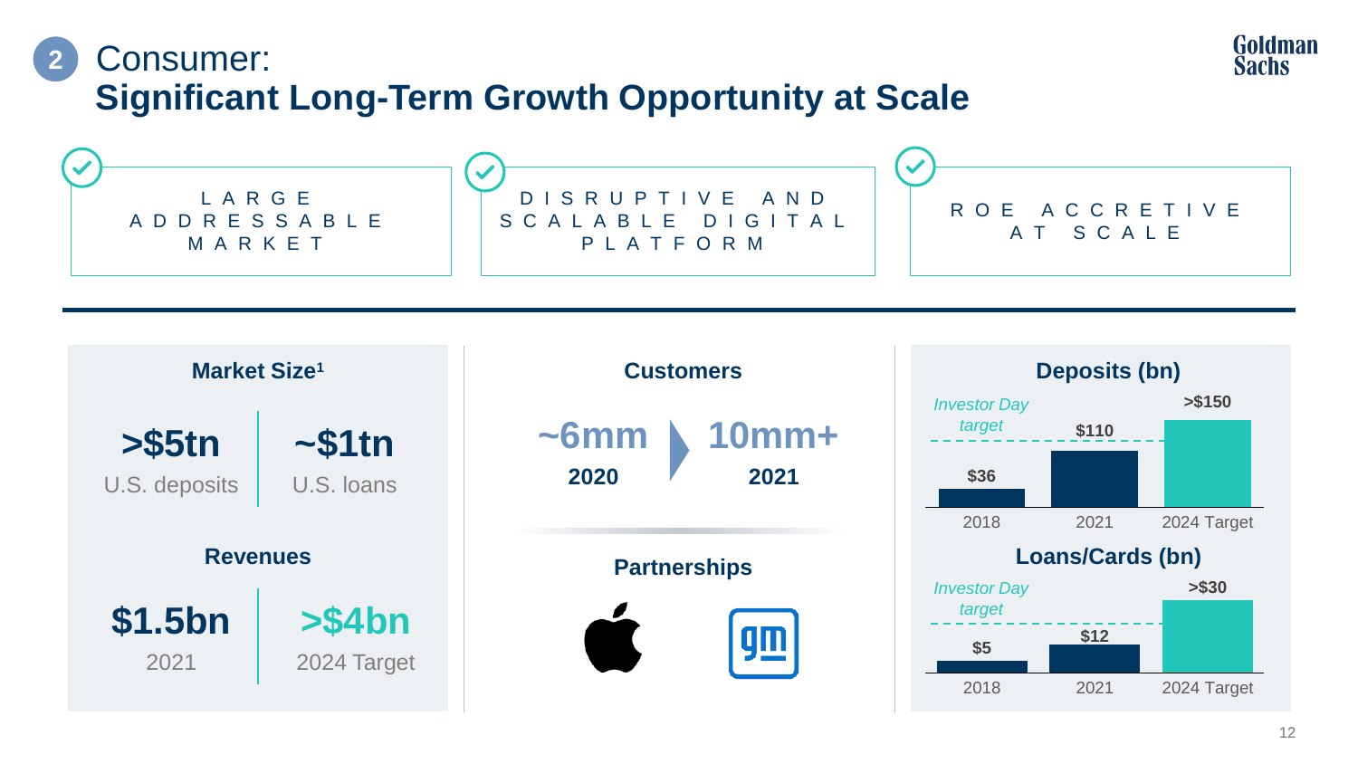# Consumer: Significant Long-Term Growth Opportunity at Scale

- LARGE ADDRESSABLE MARKET
- DISRUPTIVE AND SCALABLE DIGITAL PLATFORM
- ROE ACCRETIVE AT SCALE

### Market Size[1]

**>$5tn** U.S. deposits

**~$1tn** U.S. loans

### Revenues

**$1.5bn** 2021

**>$4bn** 2024 Target

### Customers

**~6mm** 2020 → **10mm+** 2021

### Partnerships

Apple, GM

### Deposits (bn)

*Investor Day target*

| 2018 | 2021 | 2024 Target |
|---|---|---|
| $36 | $110 | >$150 |

### Loans/Cards (bn)

*Investor Day target*

| 2018 | 2021 | 2024 Target |
|---|---|---|
| $5 | $12 | >$30 |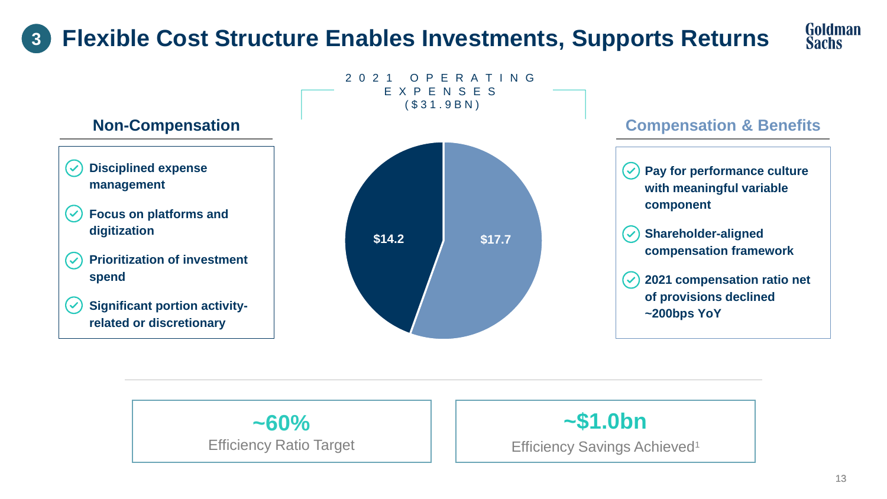# 3 Flexible Cost Structure Enables Investments, Supports Returns

## 2021 OPERATING EXPENSES ($31.9BN)

| Non-Compensation | Compensation & Benefits |
|---|---|
| $14.2 | $17.7 |

### Non-Compensation

- Disciplined expense management
- Focus on platforms and digitization
- Prioritization of investment spend
- Significant portion activity-related or discretionary

### Compensation & Benefits

- Pay for performance culture with meaningful variable component
- Shareholder-aligned compensation framework
- 2021 compensation ratio net of provisions declined ~200bps YoY

**~60%**
Efficiency Ratio Target

**~$1.0bn**
Efficiency Savings Achieved[1]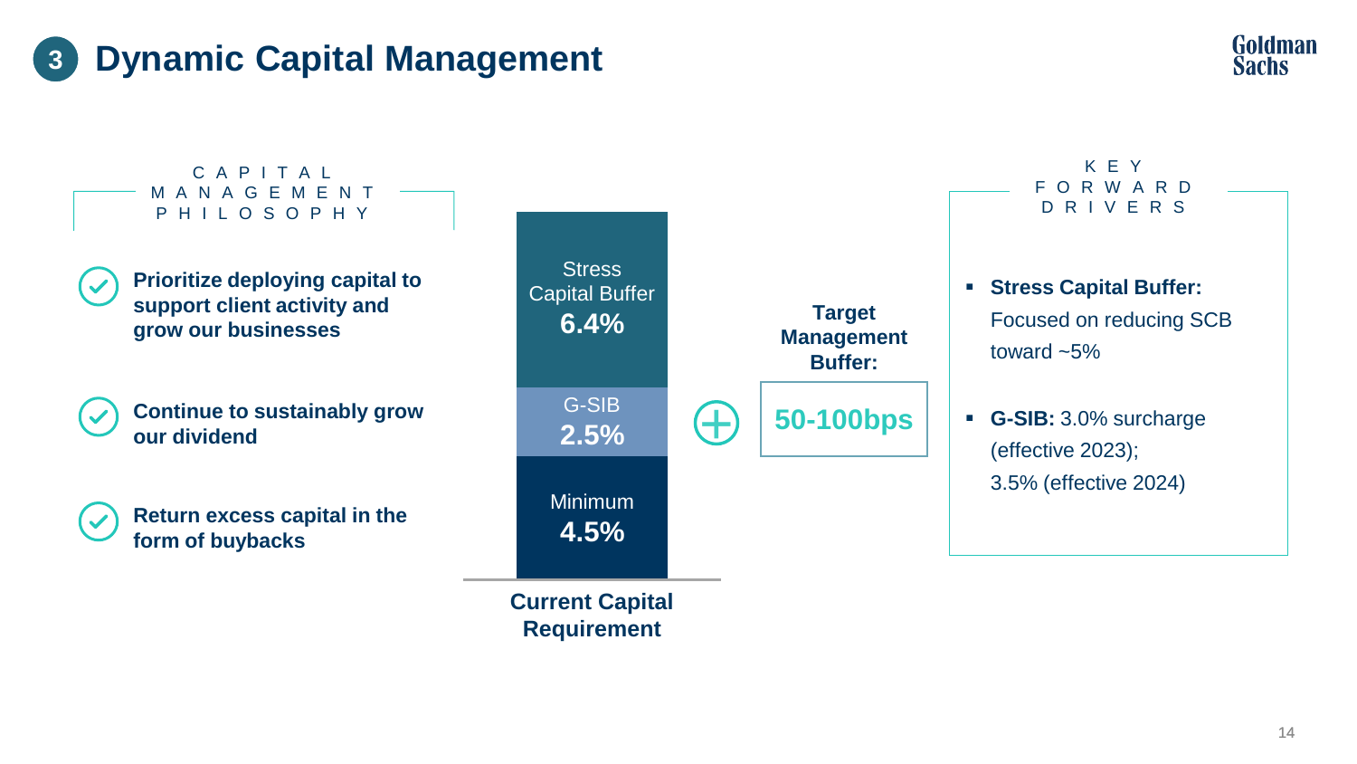# 3 Dynamic Capital Management

## CAPITAL MANAGEMENT PHILOSOPHY

- **Prioritize deploying capital to support client activity and grow our businesses**
- **Continue to sustainably grow our dividend**
- **Return excess capital in the form of buybacks**

## Current Capital Requirement

- Stress Capital Buffer **6.4%**
- G-SIB **2.5%**
- Minimum **4.5%**

**+ Target Management Buffer:** **50-100bps**

## KEY FORWARD DRIVERS

- **Stress Capital Buffer:** Focused on reducing SCB toward ~5%
- **G-SIB:** 3.0% surcharge (effective 2023); 3.5% (effective 2024)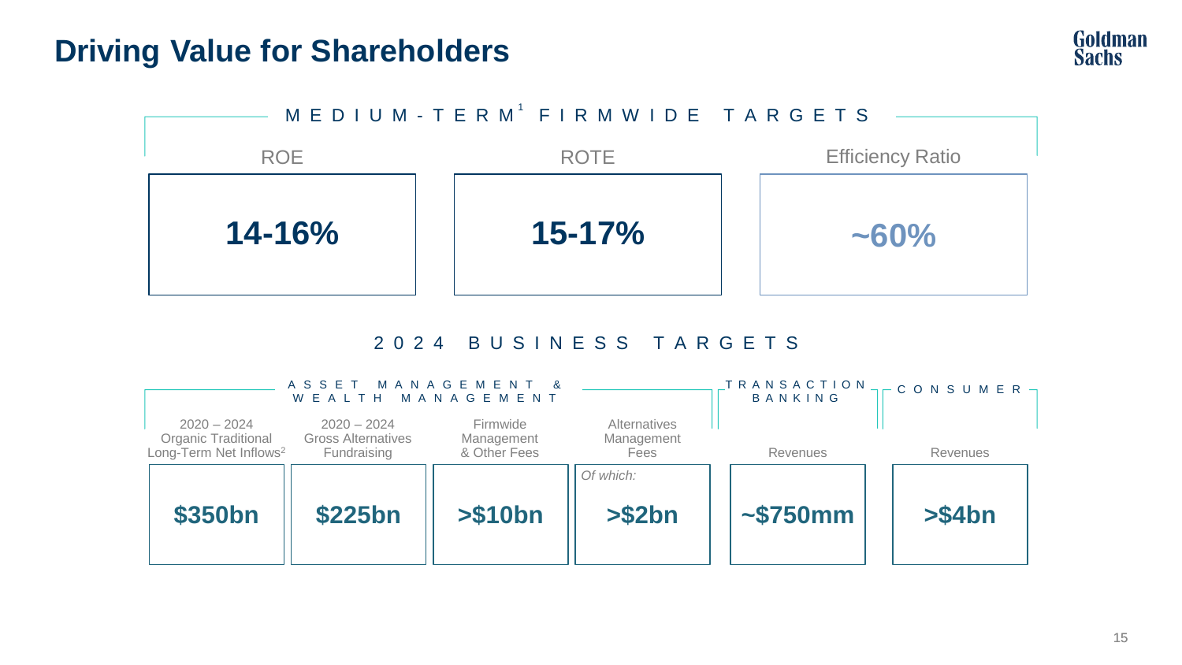# Driving Value for Shareholders

## MEDIUM-TERM[1] FIRMWIDE TARGETS

| ROE | ROTE | Efficiency Ratio |
| --- | --- | --- |
| **14-16%** | **15-17%** | **~60%** |

## 2024 BUSINESS TARGETS

| ASSET MANAGEMENT & WEALTH MANAGEMENT | | | | TRANSACTION BANKING | CONSUMER |
| --- | --- | --- | --- | --- | --- |
| 2020 – 2024 Organic Traditional Long-Term Net Inflows[2] | 2020 – 2024 Gross Alternatives Fundraising | Firmwide Management & Other Fees | Alternatives Management Fees | Revenues | Revenues |
| **$350bn** | **$225bn** | **>$10bn** | *Of which:* **>$2bn** | **~$750mm** | **>$4bn** |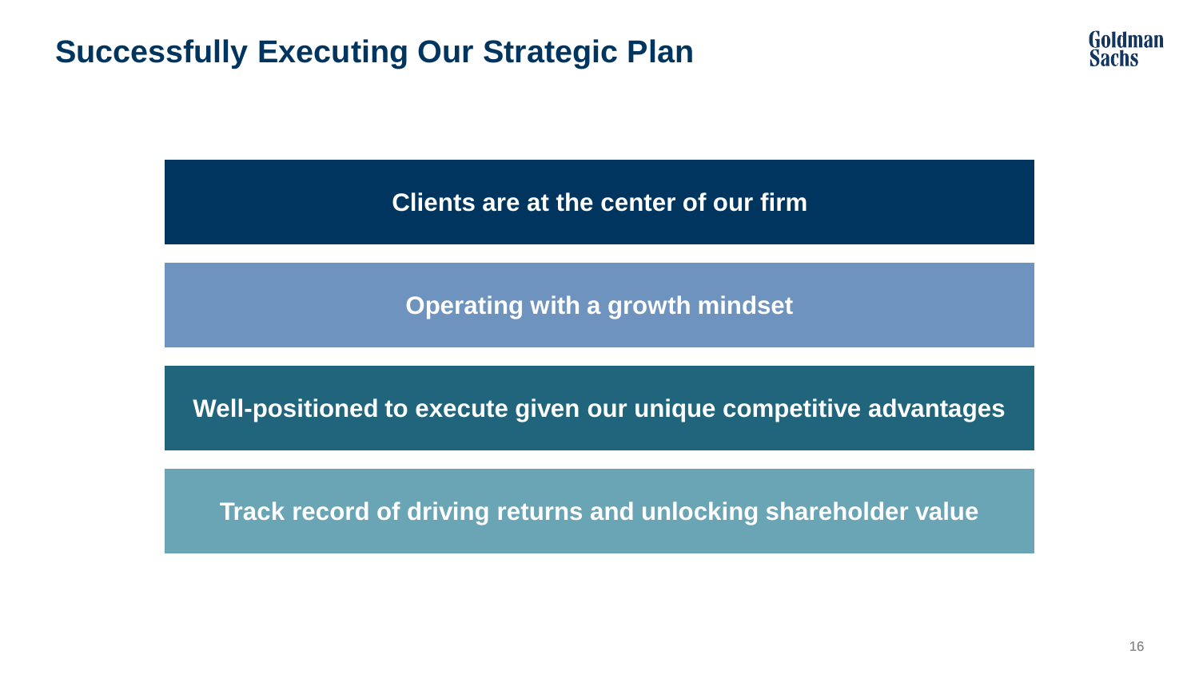# Successfully Executing Our Strategic Plan

**Clients are at the center of our firm**

**Operating with a growth mindset**

**Well-positioned to execute given our unique competitive advantages**

**Track record of driving returns and unlocking shareholder value**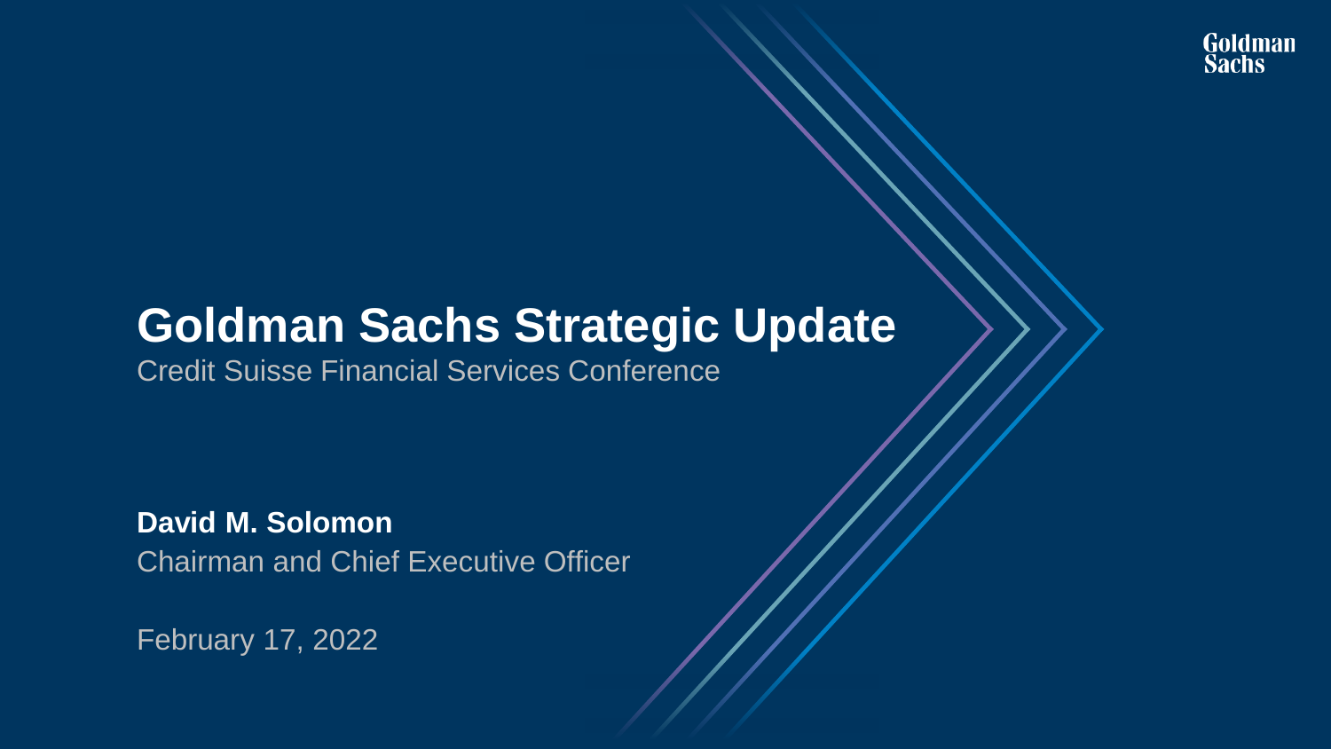# Goldman Sachs Strategic Update

Credit Suisse Financial Services Conference

**David M. Solomon**

Chairman and Chief Executive Officer

February 17, 2022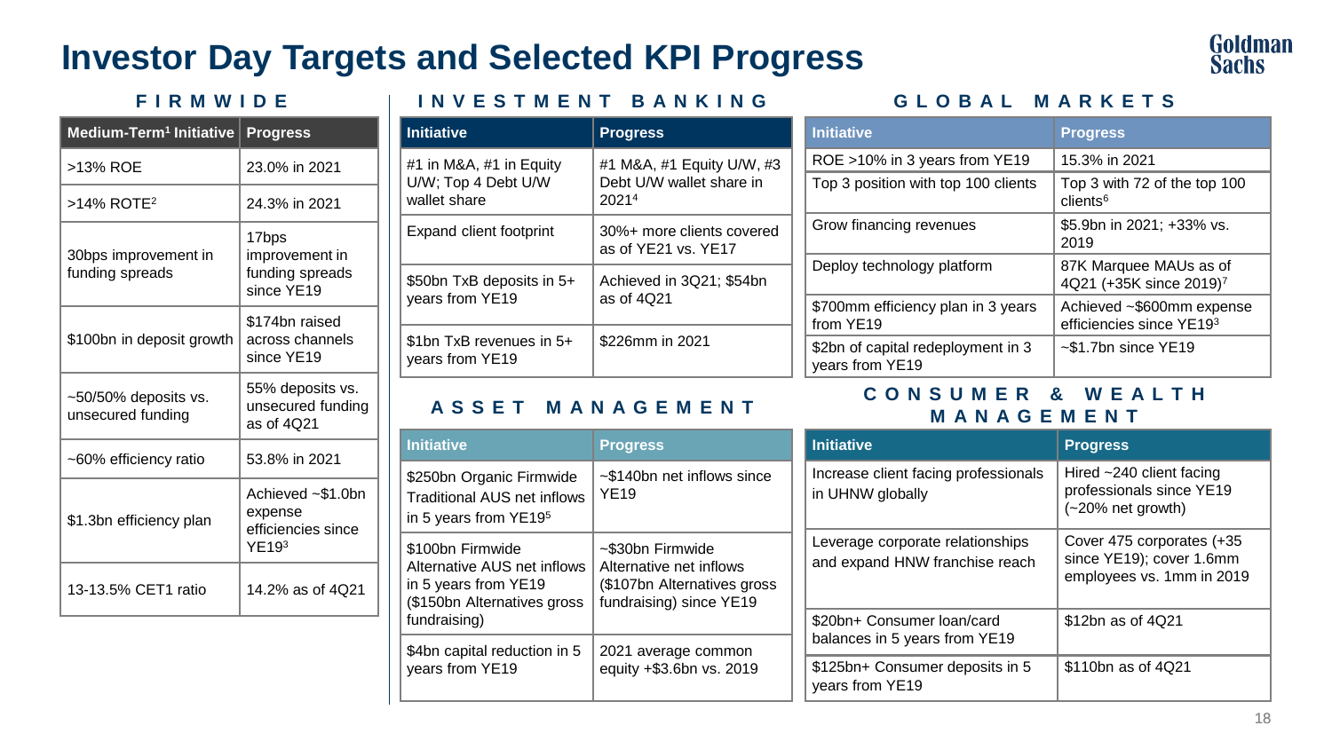# Investor Day Targets and Selected KPI Progress

## FIRMWIDE

| Medium-Term[1] Initiative | Progress |
|---|---|
| >13% ROE | 23.0% in 2021 |
| >14% ROTE[2] | 24.3% in 2021 |
| 30bps improvement in funding spreads | 17bps improvement in funding spreads since YE19 |
| $100bn in deposit growth | $174bn raised across channels since YE19 |
| ~50/50% deposits vs. unsecured funding | 55% deposits vs. unsecured funding as of 4Q21 |
| ~60% efficiency ratio | 53.8% in 2021 |
| $1.3bn efficiency plan | Achieved ~$1.0bn expense efficiencies since YE19[3] |
| 13-13.5% CET1 ratio | 14.2% as of 4Q21 |

## INVESTMENT BANKING

| Initiative | Progress |
|---|---|
| #1 in M&A, #1 in Equity U/W; Top 4 Debt U/W wallet share | #1 M&A, #1 Equity U/W, #3 Debt U/W wallet share in 2021[4] |
| Expand client footprint | 30%+ more clients covered as of YE21 vs. YE17 |
| $50bn TxB deposits in 5+ years from YE19 | Achieved in 3Q21; $54bn as of 4Q21 |
| $1bn TxB revenues in 5+ years from YE19 | $226mm in 2021 |

## ASSET MANAGEMENT

| Initiative | Progress |
|---|---|
| $250bn Organic Firmwide Traditional AUS net inflows in 5 years from YE19[5] | ~$140bn net inflows since YE19 |
| $100bn Firmwide Alternative AUS net inflows in 5 years from YE19 ($150bn Alternatives gross fundraising) | ~$30bn Firmwide Alternative net inflows ($107bn Alternatives gross fundraising) since YE19 |
| $4bn capital reduction in 5 years from YE19 | 2021 average common equity +$3.6bn vs. 2019 |

## GLOBAL MARKETS

| Initiative | Progress |
|---|---|
| ROE >10% in 3 years from YE19 | 15.3% in 2021 |
| Top 3 position with top 100 clients | Top 3 with 72 of the top 100 clients[6] |
| Grow financing revenues | $5.9bn in 2021; +33% vs. 2019 |
| Deploy technology platform | 87K Marquee MAUs as of 4Q21 (+35K since 2019)[7] |
| $700mm efficiency plan in 3 years from YE19 | Achieved ~$600mm expense efficiencies since YE19[3] |
| $2bn of capital redeployment in 3 years from YE19 | ~$1.7bn since YE19 |

## CONSUMER & WEALTH MANAGEMENT

| Initiative | Progress |
|---|---|
| Increase client facing professionals in UHNW globally | Hired ~240 client facing professionals since YE19 (~20% net growth) |
| Leverage corporate relationships and expand HNW franchise reach | Cover 475 corporates (+35 since YE19); cover 1.6mm employees vs. 1mm in 2019 |
| $20bn+ Consumer loan/card balances in 5 years from YE19 | $12bn as of 4Q21 |
| $125bn+ Consumer deposits in 5 years from YE19 | $110bn as of 4Q21 |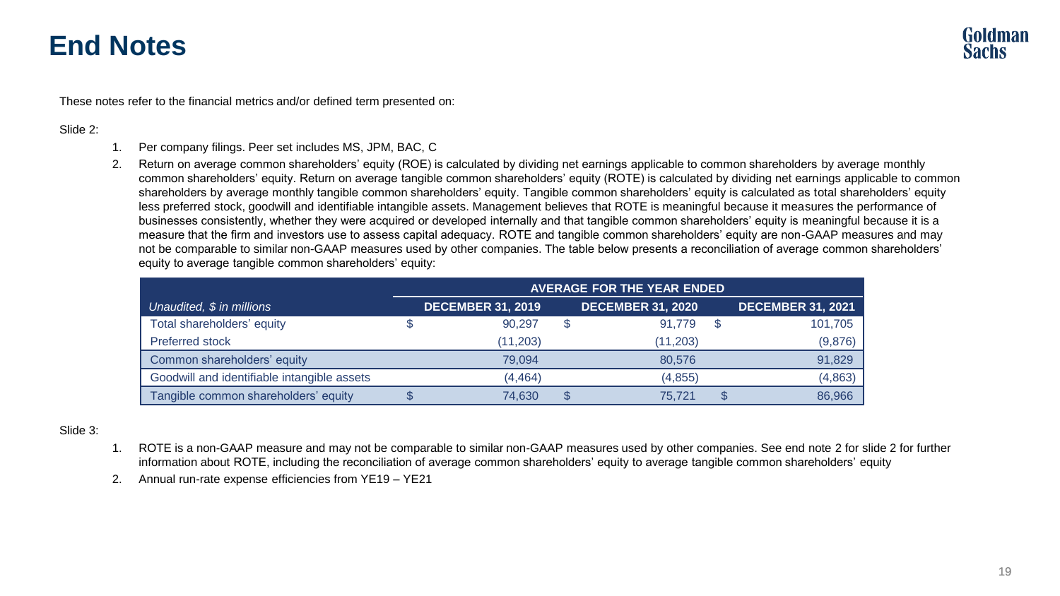# End Notes

These notes refer to the financial metrics and/or defined term presented on:

Slide 2:

1. Per company filings. Peer set includes MS, JPM, BAC, C
2. Return on average common shareholders' equity (ROE) is calculated by dividing net earnings applicable to common shareholders by average monthly common shareholders' equity. Return on average tangible common shareholders' equity (ROTE) is calculated by dividing net earnings applicable to common shareholders by average monthly tangible common shareholders' equity. Tangible common shareholders' equity is calculated as total shareholders' equity less preferred stock, goodwill and identifiable intangible assets. Management believes that ROTE is meaningful because it measures the performance of businesses consistently, whether they were acquired or developed internally and that tangible common shareholders' equity is meaningful because it is a measure that the firm and investors use to assess capital adequacy. ROTE and tangible common shareholders' equity are non-GAAP measures and may not be comparable to similar non-GAAP measures used by other companies. The table below presents a reconciliation of average common shareholders' equity to average tangible common shareholders' equity:

| | AVERAGE FOR THE YEAR ENDED | | |
|---|---|---|---|
| *Unaudited, $ in millions* | DECEMBER 31, 2019 | DECEMBER 31, 2020 | DECEMBER 31, 2021 |
| Total shareholders' equity | $ 90,297 | $ 91,779 | $ 101,705 |
| Preferred stock | (11,203) | (11,203) | (9,876) |
| Common shareholders' equity | 79,094 | 80,576 | 91,829 |
| Goodwill and identifiable intangible assets | (4,464) | (4,855) | (4,863) |
| Tangible common shareholders' equity | $ 74,630 | $ 75,721 | $ 86,966 |

Slide 3:

1. ROTE is a non-GAAP measure and may not be comparable to similar non-GAAP measures used by other companies. See end note 2 for slide 2 for further information about ROTE, including the reconciliation of average common shareholders' equity to average tangible common shareholders' equity
2. Annual run-rate expense efficiencies from YE19 – YE21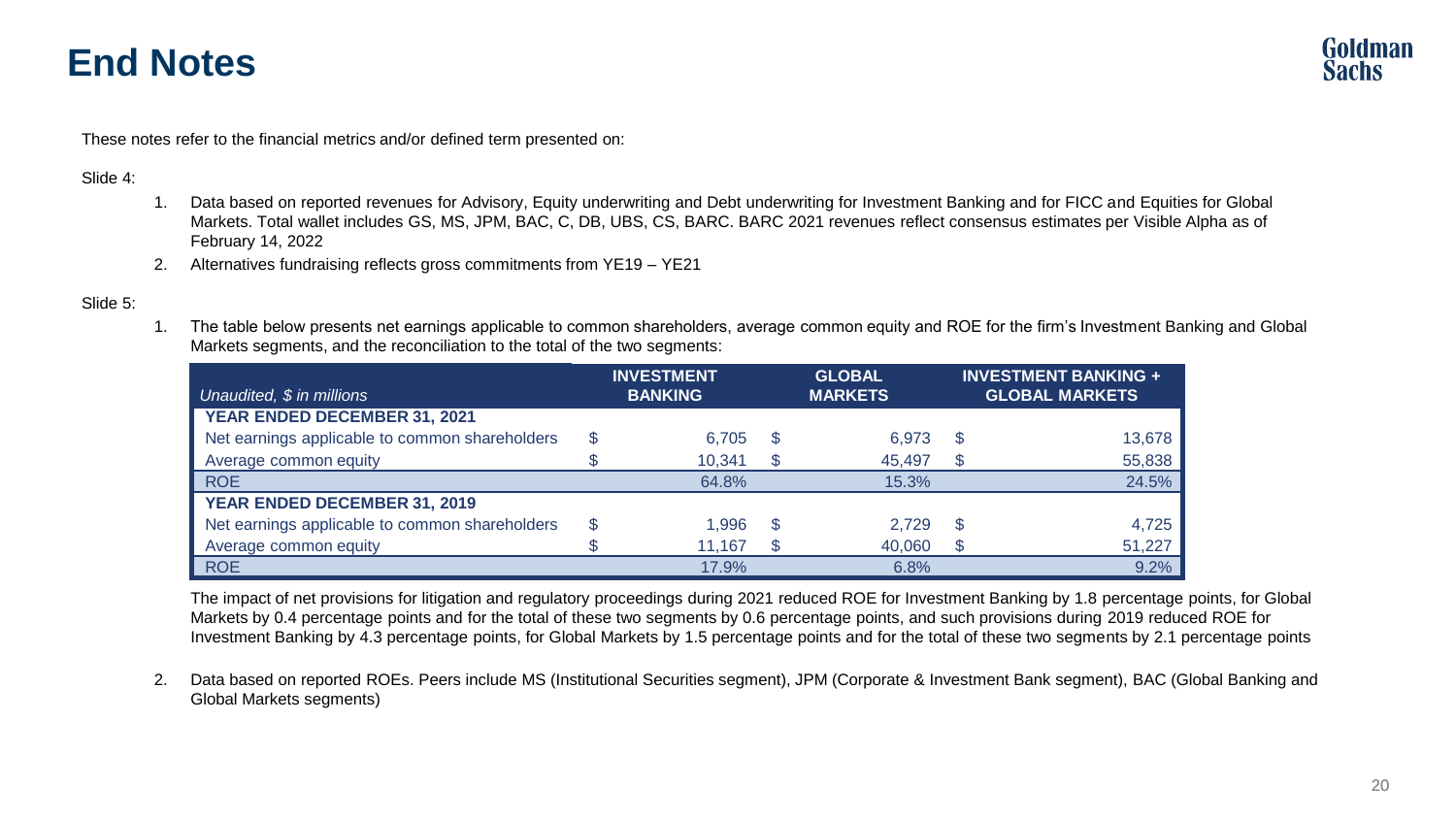# End Notes

These notes refer to the financial metrics and/or defined term presented on:

Slide 4:

1. Data based on reported revenues for Advisory, Equity underwriting and Debt underwriting for Investment Banking and for FICC and Equities for Global Markets. Total wallet includes GS, MS, JPM, BAC, C, DB, UBS, CS, BARC. BARC 2021 revenues reflect consensus estimates per Visible Alpha as of February 14, 2022
2. Alternatives fundraising reflects gross commitments from YE19 – YE21

Slide 5:

1. The table below presents net earnings applicable to common shareholders, average common equity and ROE for the firm's Investment Banking and Global Markets segments, and the reconciliation to the total of the two segments:

| *Unaudited, $ in millions* | INVESTMENT BANKING | GLOBAL MARKETS | INVESTMENT BANKING + GLOBAL MARKETS |
|---|---|---|---|
| **YEAR ENDED DECEMBER 31, 2021** | | | |
| Net earnings applicable to common shareholders | $ 6,705 | $ 6,973 | $ 13,678 |
| Average common equity | $ 10,341 | $ 45,497 | $ 55,838 |
| ROE | 64.8% | 15.3% | 24.5% |
| **YEAR ENDED DECEMBER 31, 2019** | | | |
| Net earnings applicable to common shareholders | $ 1,996 | $ 2,729 | $ 4,725 |
| Average common equity | $ 11,167 | $ 40,060 | $ 51,227 |
| ROE | 17.9% | 6.8% | 9.2% |

The impact of net provisions for litigation and regulatory proceedings during 2021 reduced ROE for Investment Banking by 1.8 percentage points, for Global Markets by 0.4 percentage points and for the total of these two segments by 0.6 percentage points, and such provisions during 2019 reduced ROE for Investment Banking by 4.3 percentage points, for Global Markets by 1.5 percentage points and for the total of these two segments by 2.1 percentage points

2. Data based on reported ROEs. Peers include MS (Institutional Securities segment), JPM (Corporate & Investment Bank segment), BAC (Global Banking and Global Markets segments)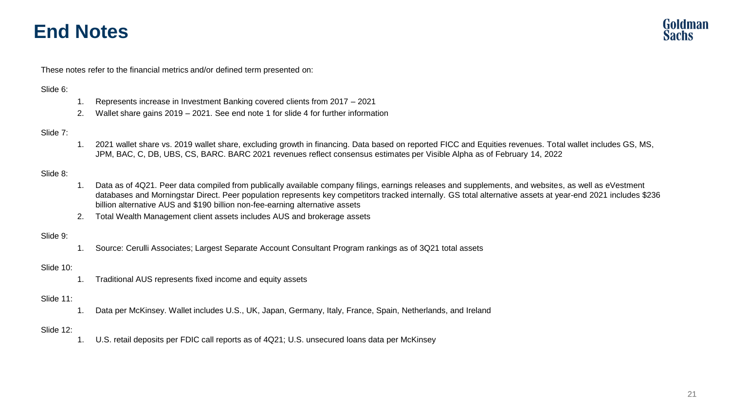# End Notes

These notes refer to the financial metrics and/or defined term presented on:

Slide 6:

1. Represents increase in Investment Banking covered clients from 2017 – 2021
2. Wallet share gains 2019 – 2021. See end note 1 for slide 4 for further information

Slide 7:

1. 2021 wallet share vs. 2019 wallet share, excluding growth in financing. Data based on reported FICC and Equities revenues. Total wallet includes GS, MS, JPM, BAC, C, DB, UBS, CS, BARC. BARC 2021 revenues reflect consensus estimates per Visible Alpha as of February 14, 2022

Slide 8:

1. Data as of 4Q21. Peer data compiled from publically available company filings, earnings releases and supplements, and websites, as well as eVestment databases and Morningstar Direct. Peer population represents key competitors tracked internally. GS total alternative assets at year-end 2021 includes $236 billion alternative AUS and $190 billion non-fee-earning alternative assets
2. Total Wealth Management client assets includes AUS and brokerage assets

Slide 9:

1. Source: Cerulli Associates; Largest Separate Account Consultant Program rankings as of 3Q21 total assets

Slide 10:

1. Traditional AUS represents fixed income and equity assets

Slide 11:

1. Data per McKinsey. Wallet includes U.S., UK, Japan, Germany, Italy, France, Spain, Netherlands, and Ireland

Slide 12:

1. U.S. retail deposits per FDIC call reports as of 4Q21; U.S. unsecured loans data per McKinsey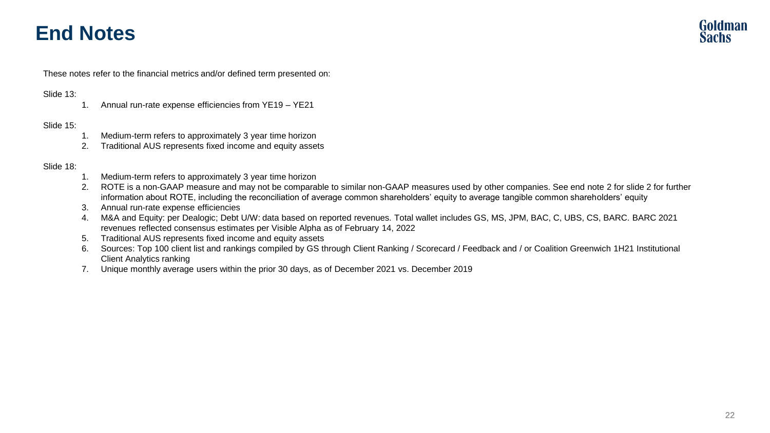# End Notes

These notes refer to the financial metrics and/or defined term presented on:

Slide 13:

1. Annual run-rate expense efficiencies from YE19 – YE21

Slide 15:

1. Medium-term refers to approximately 3 year time horizon
2. Traditional AUS represents fixed income and equity assets

Slide 18:

1. Medium-term refers to approximately 3 year time horizon
2. ROTE is a non-GAAP measure and may not be comparable to similar non-GAAP measures used by other companies. See end note 2 for slide 2 for further information about ROTE, including the reconciliation of average common shareholders' equity to average tangible common shareholders' equity
3. Annual run-rate expense efficiencies
4. M&A and Equity: per Dealogic; Debt U/W: data based on reported revenues. Total wallet includes GS, MS, JPM, BAC, C, UBS, CS, BARC. BARC 2021 revenues reflected consensus estimates per Visible Alpha as of February 14, 2022
5. Traditional AUS represents fixed income and equity assets
6. Sources: Top 100 client list and rankings compiled by GS through Client Ranking / Scorecard / Feedback and / or Coalition Greenwich 1H21 Institutional Client Analytics ranking
7. Unique monthly average users within the prior 30 days, as of December 2021 vs. December 2019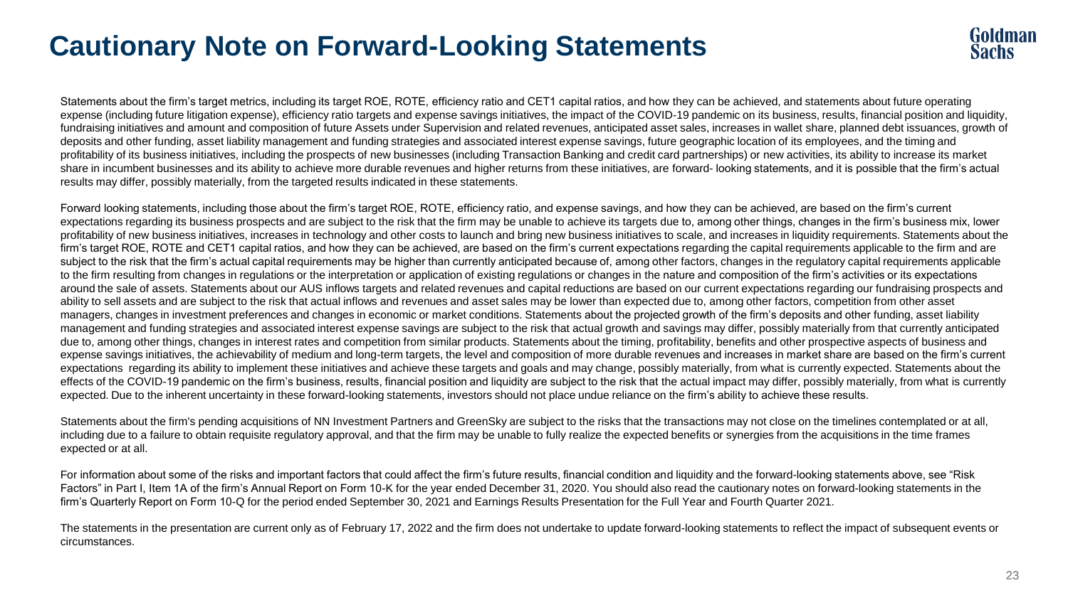# Cautionary Note on Forward-Looking Statements

Statements about the firm's target metrics, including its target ROE, ROTE, efficiency ratio and CET1 capital ratios, and how they can be achieved, and statements about future operating expense (including future litigation expense), efficiency ratio targets and expense savings initiatives, the impact of the COVID-19 pandemic on its business, results, financial position and liquidity, fundraising initiatives and amount and composition of future Assets under Supervision and related revenues, anticipated asset sales, increases in wallet share, planned debt issuances, growth of deposits and other funding, asset liability management and funding strategies and associated interest expense savings, future geographic location of its employees, and the timing and profitability of its business initiatives, including the prospects of new businesses (including Transaction Banking and credit card partnerships) or new activities, its ability to increase its market share in incumbent businesses and its ability to achieve more durable revenues and higher returns from these initiatives, are forward- looking statements, and it is possible that the firm's actual results may differ, possibly materially, from the targeted results indicated in these statements.

Forward looking statements, including those about the firm's target ROE, ROTE, efficiency ratio, and expense savings, and how they can be achieved, are based on the firm's current expectations regarding its business prospects and are subject to the risk that the firm may be unable to achieve its targets due to, among other things, changes in the firm's business mix, lower profitability of new business initiatives, increases in technology and other costs to launch and bring new business initiatives to scale, and increases in liquidity requirements. Statements about the firm's target ROE, ROTE and CET1 capital ratios, and how they can be achieved, are based on the firm's current expectations regarding the capital requirements applicable to the firm and are subject to the risk that the firm's actual capital requirements may be higher than currently anticipated because of, among other factors, changes in the regulatory capital requirements applicable to the firm resulting from changes in regulations or the interpretation or application of existing regulations or changes in the nature and composition of the firm's activities or its expectations around the sale of assets. Statements about our AUS inflows targets and related revenues and capital reductions are based on our current expectations regarding our fundraising prospects and ability to sell assets and are subject to the risk that actual inflows and revenues and asset sales may be lower than expected due to, among other factors, competition from other asset managers, changes in investment preferences and changes in economic or market conditions. Statements about the projected growth of the firm's deposits and other funding, asset liability management and funding strategies and associated interest expense savings are subject to the risk that actual growth and savings may differ, possibly materially from that currently anticipated due to, among other things, changes in interest rates and competition from similar products. Statements about the timing, profitability, benefits and other prospective aspects of business and expense savings initiatives, the achievability of medium and long-term targets, the level and composition of more durable revenues and increases in market share are based on the firm's current expectations regarding its ability to implement these initiatives and achieve these targets and goals and may change, possibly materially, from what is currently expected. Statements about the effects of the COVID-19 pandemic on the firm's business, results, financial position and liquidity are subject to the risk that the actual impact may differ, possibly materially, from what is currently expected. Due to the inherent uncertainty in these forward-looking statements, investors should not place undue reliance on the firm's ability to achieve these results.

Statements about the firm's pending acquisitions of NN Investment Partners and GreenSky are subject to the risks that the transactions may not close on the timelines contemplated or at all, including due to a failure to obtain requisite regulatory approval, and that the firm may be unable to fully realize the expected benefits or synergies from the acquisitions in the time frames expected or at all.

For information about some of the risks and important factors that could affect the firm's future results, financial condition and liquidity and the forward-looking statements above, see "Risk Factors" in Part I, Item 1A of the firm's Annual Report on Form 10-K for the year ended December 31, 2020. You should also read the cautionary notes on forward-looking statements in the firm's Quarterly Report on Form 10-Q for the period ended September 30, 2021 and Earnings Results Presentation for the Full Year and Fourth Quarter 2021.

The statements in the presentation are current only as of February 17, 2022 and the firm does not undertake to update forward-looking statements to reflect the impact of subsequent events or circumstances.